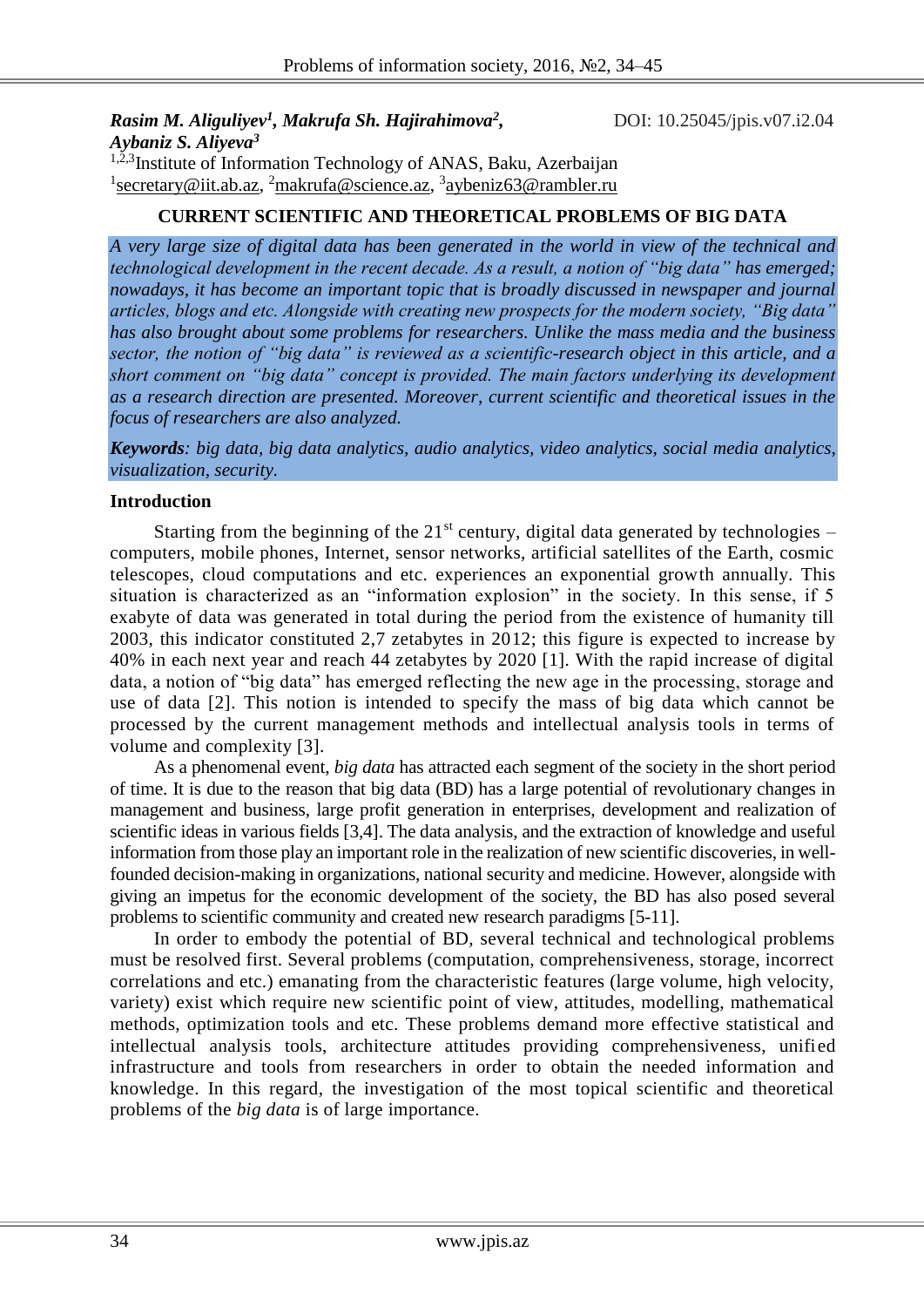**Rasim M. Aliguliyev[1], Makrufa Sh. Hajirahimova[2], Aybaniz S. Aliyeva[3]**

DOI: 10.25045/jpis.v07.i2.04

[1,2,3]Institute of Information Technology of ANAS, Baku, Azerbaijan

[1]secretary@iit.ab.az, [2]makrufa@science.az, [3]aybeniz63@rambler.ru

# CURRENT SCIENTIFIC AND THEORETICAL PROBLEMS OF BIG DATA

*A very large size of digital data has been generated in the world in view of the technical and technological development in the recent decade. As a result, a notion of "big data" has emerged; nowadays, it has become an important topic that is broadly discussed in newspaper and journal articles, blogs and etc. Alongside with creating new prospects for the modern society, "Big data" has also brought about some problems for researchers. Unlike the mass media and the business sector, the notion of "big data" is reviewed as a scientific-research object in this article, and a short comment on "big data" concept is provided. The main factors underlying its development as a research direction are presented. Moreover, current scientific and theoretical issues in the focus of researchers are also analyzed.*

***Keywords***: *big data, big data analytics, audio analytics, video analytics, social media analytics, visualization, security.*

## Introduction

Starting from the beginning of the 21st century, digital data generated by technologies – computers, mobile phones, Internet, sensor networks, artificial satellites of the Earth, cosmic telescopes, cloud computations and etc. experiences an exponential growth annually. This situation is characterized as an "information explosion" in the society. In this sense, if 5 exabyte of data was generated in total during the period from the existence of humanity till 2003, this indicator constituted 2,7 zetabytes in 2012; this figure is expected to increase by 40% in each next year and reach 44 zetabytes by 2020 [1]. With the rapid increase of digital data, a notion of "big data" has emerged reflecting the new age in the processing, storage and use of data [2]. This notion is intended to specify the mass of big data which cannot be processed by the current management methods and intellectual analysis tools in terms of volume and complexity [3].

As a phenomenal event, *big data* has attracted each segment of the society in the short period of time. It is due to the reason that big data (BD) has a large potential of revolutionary changes in management and business, large profit generation in enterprises, development and realization of scientific ideas in various fields [3,4]. The data analysis, and the extraction of knowledge and useful information from those play an important role in the realization of new scientific discoveries, in well-founded decision-making in organizations, national security and medicine. However, alongside with giving an impetus for the economic development of the society, the BD has also posed several problems to scientific community and created new research paradigms [5-11].

In order to embody the potential of BD, several technical and technological problems must be resolved first. Several problems (computation, comprehensiveness, storage, incorrect correlations and etc.) emanating from the characteristic features (large volume, high velocity, variety) exist which require new scientific point of view, attitudes, modelling, mathematical methods, optimization tools and etc. These problems demand more effective statistical and intellectual analysis tools, architecture attitudes providing comprehensiveness, unified infrastructure and tools from researchers in order to obtain the needed information and knowledge. In this regard, the investigation of the most topical scientific and theoretical problems of the *big data* is of large importance.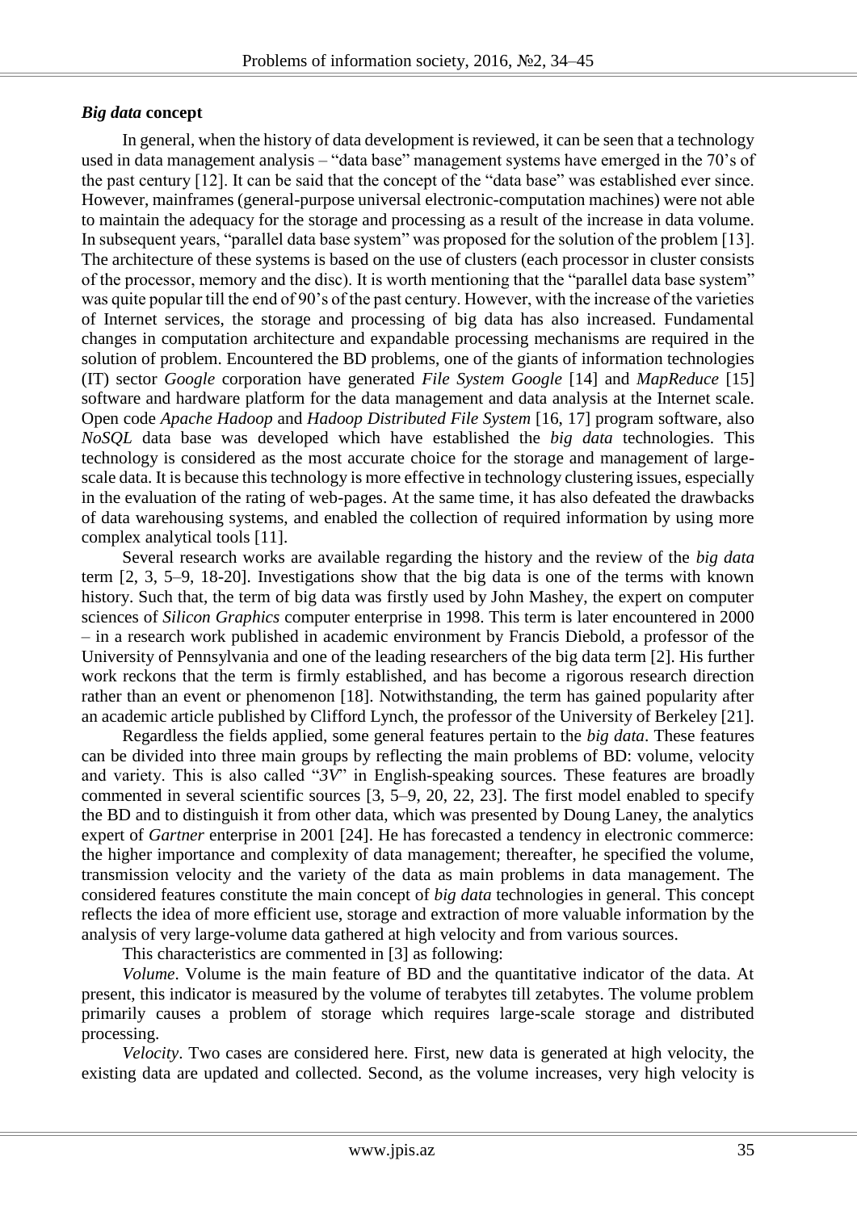### *Big data* concept

In general, when the history of data development is reviewed, it can be seen that a technology used in data management analysis – "data base" management systems have emerged in the 70's of the past century [12]. It can be said that the concept of the "data base" was established ever since. However, mainframes (general-purpose universal electronic-computation machines) were not able to maintain the adequacy for the storage and processing as a result of the increase in data volume. In subsequent years, "parallel data base system" was proposed for the solution of the problem [13]. The architecture of these systems is based on the use of clusters (each processor in cluster consists of the processor, memory and the disc). It is worth mentioning that the "parallel data base system" was quite popular till the end of 90's of the past century. However, with the increase of the varieties of Internet services, the storage and processing of big data has also increased. Fundamental changes in computation architecture and expandable processing mechanisms are required in the solution of problem. Encountered the BD problems, one of the giants of information technologies (IT) sector *Google* corporation have generated *File System Google* [14] and *MapReduce* [15] software and hardware platform for the data management and data analysis at the Internet scale. Open code *Apache Hadoop* and *Hadoop Distributed File System* [16, 17] program software, also *NoSQL* data base was developed which have established the *big data* technologies. This technology is considered as the most accurate choice for the storage and management of large-scale data. It is because this technology is more effective in technology clustering issues, especially in the evaluation of the rating of web-pages. At the same time, it has also defeated the drawbacks of data warehousing systems, and enabled the collection of required information by using more complex analytical tools [11].

Several research works are available regarding the history and the review of the *big data* term [2, 3, 5–9, 18-20]. Investigations show that the big data is one of the terms with known history. Such that, the term of big data was firstly used by John Mashey, the expert on computer sciences of *Silicon Graphics* computer enterprise in 1998. This term is later encountered in 2000 – in a research work published in academic environment by Francis Diebold, a professor of the University of Pennsylvania and one of the leading researchers of the big data term [2]. His further work reckons that the term is firmly established, and has become a rigorous research direction rather than an event or phenomenon [18]. Notwithstanding, the term has gained popularity after an academic article published by Clifford Lynch, the professor of the University of Berkeley [21].

Regardless the fields applied, some general features pertain to the *big data*. These features can be divided into three main groups by reflecting the main problems of BD: volume, velocity and variety. This is also called "*3V*" in English-speaking sources. These features are broadly commented in several scientific sources [3, 5–9, 20, 22, 23]. The first model enabled to specify the BD and to distinguish it from other data, which was presented by Doung Laney, the analytics expert of *Gartner* enterprise in 2001 [24]. He has forecasted a tendency in electronic commerce: the higher importance and complexity of data management; thereafter, he specified the volume, transmission velocity and the variety of the data as main problems in data management. The considered features constitute the main concept of *big data* technologies in general. This concept reflects the idea of more efficient use, storage and extraction of more valuable information by the analysis of very large-volume data gathered at high velocity and from various sources.

This characteristics are commented in [3] as following:

*Volume*. Volume is the main feature of BD and the quantitative indicator of the data. At present, this indicator is measured by the volume of terabytes till zetabytes. The volume problem primarily causes a problem of storage which requires large-scale storage and distributed processing.

*Velocity*. Two cases are considered here. First, new data is generated at high velocity, the existing data are updated and collected. Second, as the volume increases, very high velocity is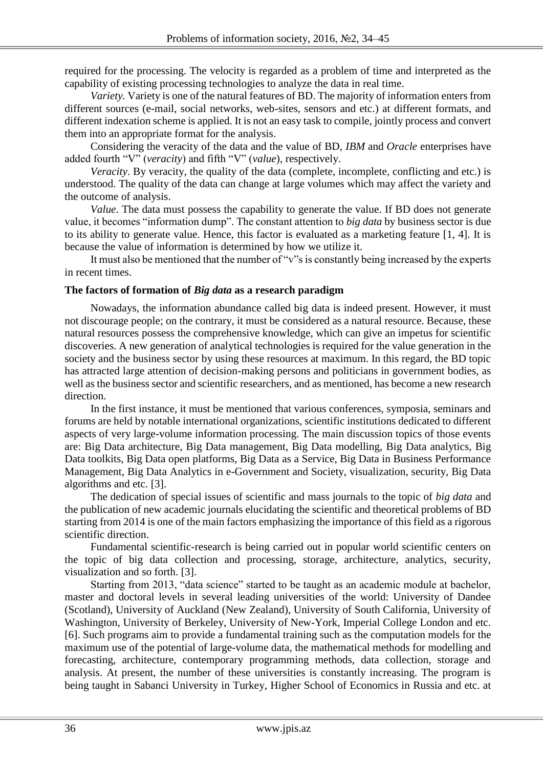required for the processing. The velocity is regarded as a problem of time and interpreted as the capability of existing processing technologies to analyze the data in real time.

*Variety.* Variety is one of the natural features of BD. The majority of information enters from different sources (e-mail, social networks, web-sites, sensors and etc.) at different formats, and different indexation scheme is applied. It is not an easy task to compile, jointly process and convert them into an appropriate format for the analysis.

Considering the veracity of the data and the value of BD, *IBM* and *Oracle* enterprises have added fourth "V" (*veracity*) and fifth "V" (*value*), respectively.

*Veracity*. By veracity, the quality of the data (complete, incomplete, conflicting and etc.) is understood. The quality of the data can change at large volumes which may affect the variety and the outcome of analysis.

*Value*. The data must possess the capability to generate the value. If BD does not generate value, it becomes "information dump". The constant attention to *big data* by business sector is due to its ability to generate value. Hence, this factor is evaluated as a marketing feature [1, 4]. It is because the value of information is determined by how we utilize it.

It must also be mentioned that the number of "v"s is constantly being increased by the experts in recent times.

### The factors of formation of *Big data* as a research paradigm

Nowadays, the information abundance called big data is indeed present. However, it must not discourage people; on the contrary, it must be considered as a natural resource. Because, these natural resources possess the comprehensive knowledge, which can give an impetus for scientific discoveries. A new generation of analytical technologies is required for the value generation in the society and the business sector by using these resources at maximum. In this regard, the BD topic has attracted large attention of decision-making persons and politicians in government bodies, as well as the business sector and scientific researchers, and as mentioned, has become a new research direction.

In the first instance, it must be mentioned that various conferences, symposia, seminars and forums are held by notable international organizations, scientific institutions dedicated to different aspects of very large-volume information processing. The main discussion topics of those events are: Big Data architecture, Big Data management, Big Data modelling, Big Data analytics, Big Data toolkits, Big Data open platforms, Big Data as a Service, Big Data in Business Performance Management, Big Data Analytics in e-Government and Society, visualization, security, Big Data algorithms and etc. [3].

The dedication of special issues of scientific and mass journals to the topic of *big data* and the publication of new academic journals elucidating the scientific and theoretical problems of BD starting from 2014 is one of the main factors emphasizing the importance of this field as a rigorous scientific direction.

Fundamental scientific-research is being carried out in popular world scientific centers on the topic of big data collection and processing, storage, architecture, analytics, security, visualization and so forth. [3].

Starting from 2013, "data science" started to be taught as an academic module at bachelor, master and doctoral levels in several leading universities of the world: University of Dandee (Scotland), University of Auckland (New Zealand), University of South California, University of Washington, University of Berkeley, University of New-York, Imperial College London and etc. [6]. Such programs aim to provide a fundamental training such as the computation models for the maximum use of the potential of large-volume data, the mathematical methods for modelling and forecasting, architecture, contemporary programming methods, data collection, storage and analysis. At present, the number of these universities is constantly increasing. The program is being taught in Sabanci University in Turkey, Higher School of Economics in Russia and etc. at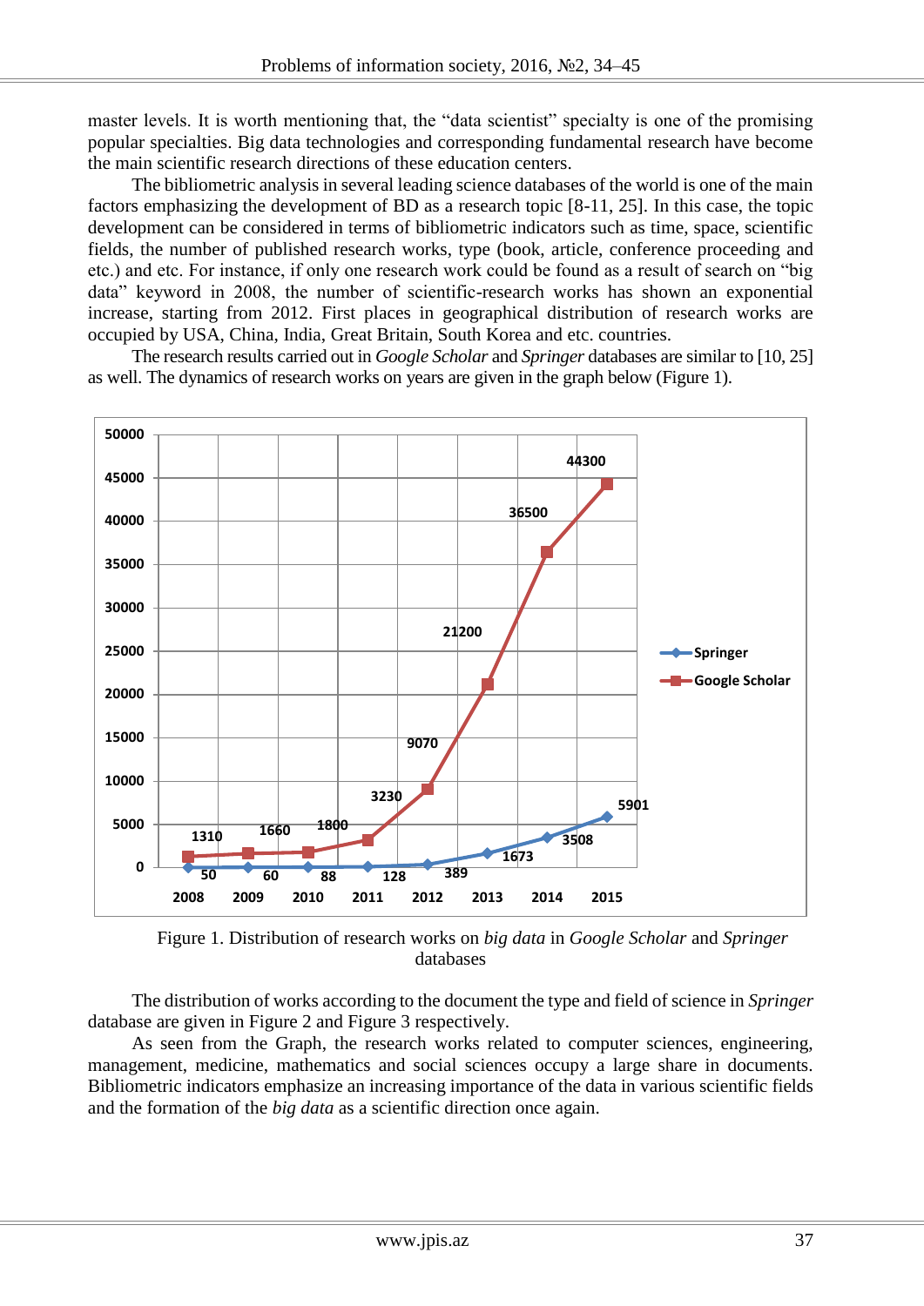master levels. It is worth mentioning that, the "data scientist" specialty is one of the promising popular specialties. Big data technologies and corresponding fundamental research have become the main scientific research directions of these education centers.

The bibliometric analysis in several leading science databases of the world is one of the main factors emphasizing the development of BD as a research topic [8-11, 25]. In this case, the topic development can be considered in terms of bibliometric indicators such as time, space, scientific fields, the number of published research works, type (book, article, conference proceeding and etc.) and etc. For instance, if only one research work could be found as a result of search on "big data" keyword in 2008, the number of scientific-research works has shown an exponential increase, starting from 2012. First places in geographical distribution of research works are occupied by USA, China, India, Great Britain, South Korea and etc. countries.

The research results carried out in *Google Scholar* and *Springer* databases are similar to [10, 25] as well. The dynamics of research works on years are given in the graph below (Figure 1).

Figure 1. Distribution of research works on *big data* in *Google Scholar* and *Springer* databases

The distribution of works according to the document the type and field of science in *Springer* database are given in Figure 2 and Figure 3 respectively.

As seen from the Graph, the research works related to computer sciences, engineering, management, medicine, mathematics and social sciences occupy a large share in documents. Bibliometric indicators emphasize an increasing importance of the data in various scientific fields and the formation of the *big data* as a scientific direction once again.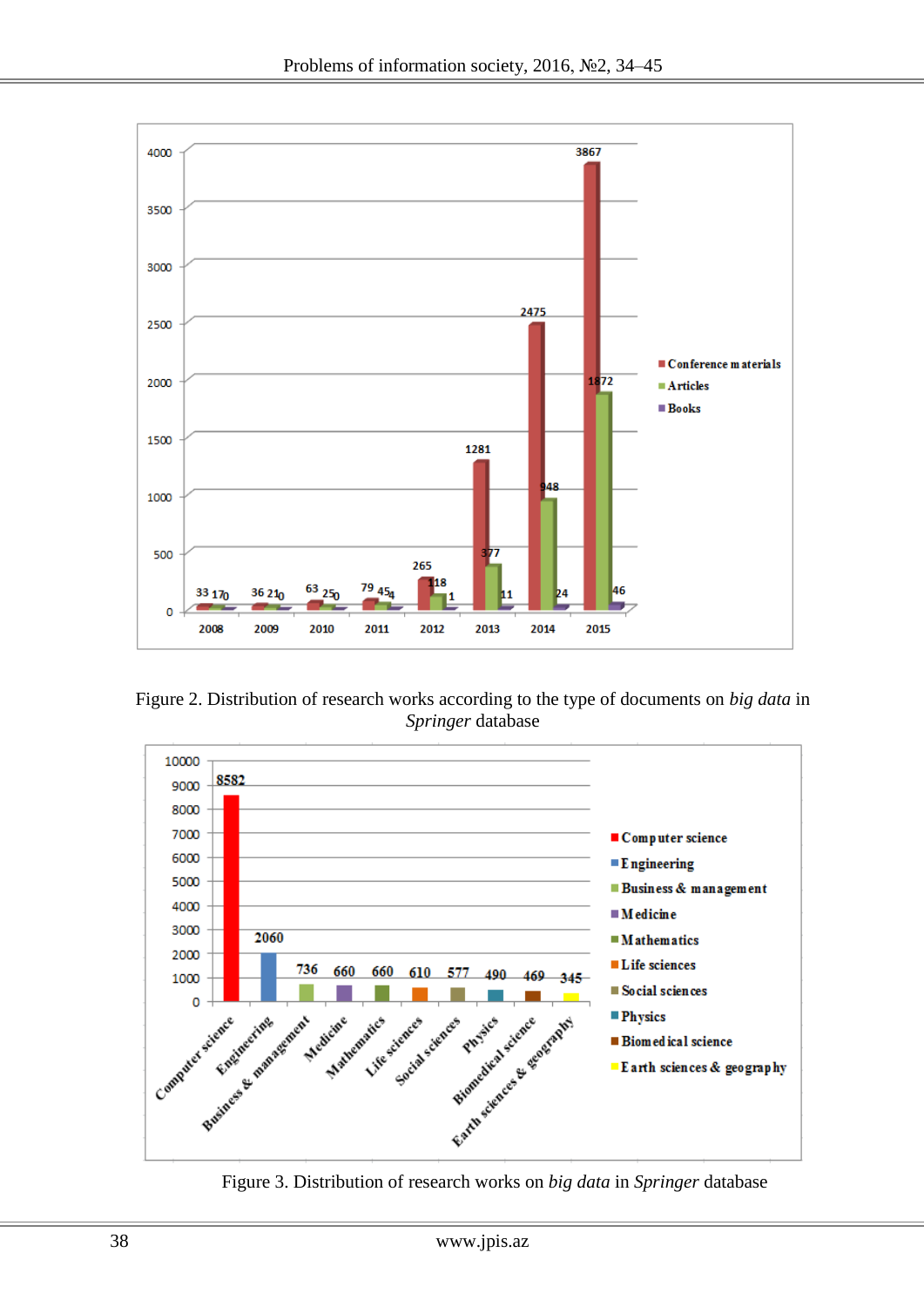Figure 2. Distribution of research works according to the type of documents on *big data* in *Springer* database

Figure 3. Distribution of research works on *big data* in *Springer* database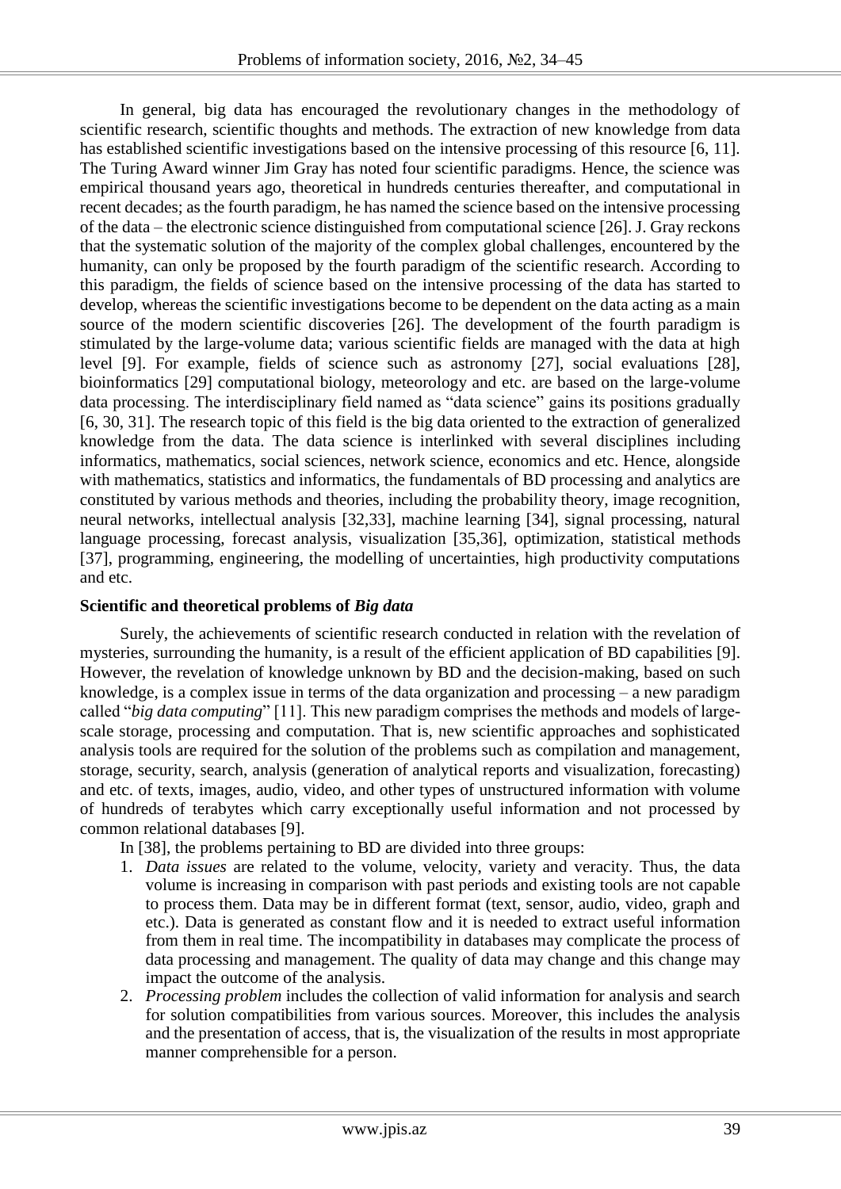In general, big data has encouraged the revolutionary changes in the methodology of scientific research, scientific thoughts and methods. The extraction of new knowledge from data has established scientific investigations based on the intensive processing of this resource [6, 11]. The Turing Award winner Jim Gray has noted four scientific paradigms. Hence, the science was empirical thousand years ago, theoretical in hundreds centuries thereafter, and computational in recent decades; as the fourth paradigm, he has named the science based on the intensive processing of the data – the electronic science distinguished from computational science [26]. J. Gray reckons that the systematic solution of the majority of the complex global challenges, encountered by the humanity, can only be proposed by the fourth paradigm of the scientific research. According to this paradigm, the fields of science based on the intensive processing of the data has started to develop, whereas the scientific investigations become to be dependent on the data acting as a main source of the modern scientific discoveries [26]. The development of the fourth paradigm is stimulated by the large-volume data; various scientific fields are managed with the data at high level [9]. For example, fields of science such as astronomy [27], social evaluations [28], bioinformatics [29] computational biology, meteorology and etc. are based on the large-volume data processing. The interdisciplinary field named as "data science" gains its positions gradually [6, 30, 31]. The research topic of this field is the big data oriented to the extraction of generalized knowledge from the data. The data science is interlinked with several disciplines including informatics, mathematics, social sciences, network science, economics and etc. Hence, alongside with mathematics, statistics and informatics, the fundamentals of BD processing and analytics are constituted by various methods and theories, including the probability theory, image recognition, neural networks, intellectual analysis [32,33], machine learning [34], signal processing, natural language processing, forecast analysis, visualization [35,36], optimization, statistical methods [37], programming, engineering, the modelling of uncertainties, high productivity computations and etc.

## Scientific and theoretical problems of *Big data*

Surely, the achievements of scientific research conducted in relation with the revelation of mysteries, surrounding the humanity, is a result of the efficient application of BD capabilities [9]. However, the revelation of knowledge unknown by BD and the decision-making, based on such knowledge, is a complex issue in terms of the data organization and processing – a new paradigm called "*big data computing*" [11]. This new paradigm comprises the methods and models of large-scale storage, processing and computation. That is, new scientific approaches and sophisticated analysis tools are required for the solution of the problems such as compilation and management, storage, security, search, analysis (generation of analytical reports and visualization, forecasting) and etc. of texts, images, audio, video, and other types of unstructured information with volume of hundreds of terabytes which carry exceptionally useful information and not processed by common relational databases [9].

In [38], the problems pertaining to BD are divided into three groups:

1. *Data issues* are related to the volume, velocity, variety and veracity. Thus, the data volume is increasing in comparison with past periods and existing tools are not capable to process them. Data may be in different format (text, sensor, audio, video, graph and etc.). Data is generated as constant flow and it is needed to extract useful information from them in real time. The incompatibility in databases may complicate the process of data processing and management. The quality of data may change and this change may impact the outcome of the analysis.
2. *Processing problem* includes the collection of valid information for analysis and search for solution compatibilities from various sources. Moreover, this includes the analysis and the presentation of access, that is, the visualization of the results in most appropriate manner comprehensible for a person.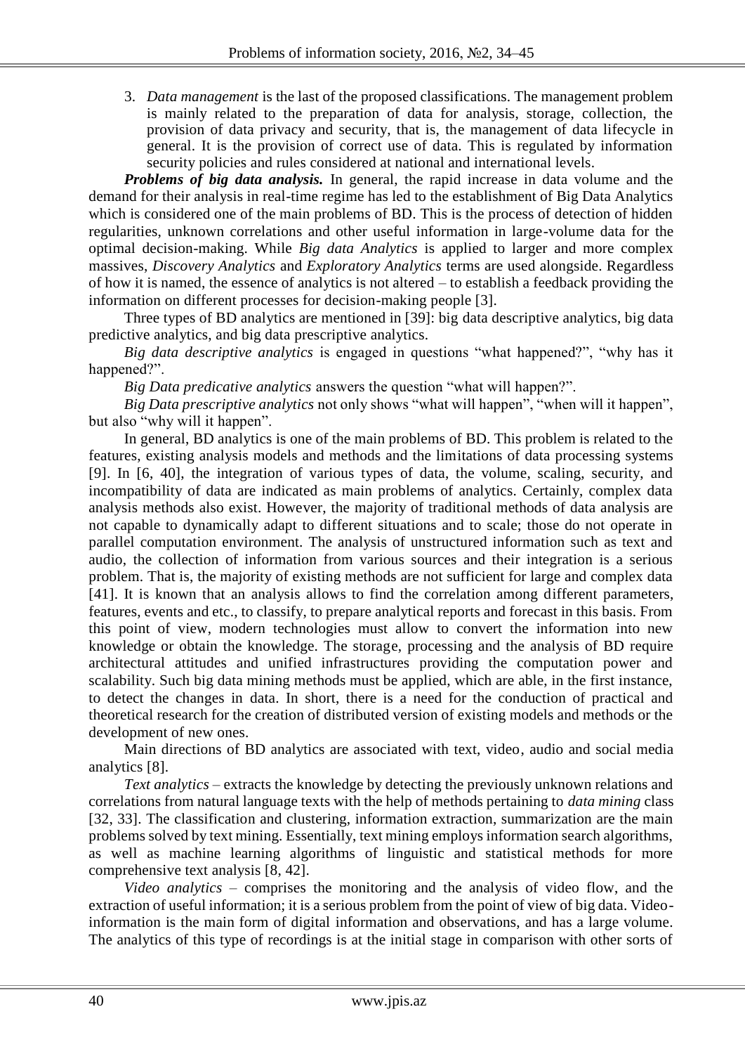3. *Data management* is the last of the proposed classifications. The management problem is mainly related to the preparation of data for analysis, storage, collection, the provision of data privacy and security, that is, the management of data lifecycle in general. It is the provision of correct use of data. This is regulated by information security policies and rules considered at national and international levels.

***Problems of big data analysis.*** In general, the rapid increase in data volume and the demand for their analysis in real-time regime has led to the establishment of Big Data Analytics which is considered one of the main problems of BD. This is the process of detection of hidden regularities, unknown correlations and other useful information in large-volume data for the optimal decision-making. While *Big data Analytics* is applied to larger and more complex massives, *Discovery Analytics* and *Exploratory Analytics* terms are used alongside. Regardless of how it is named, the essence of analytics is not altered – to establish a feedback providing the information on different processes for decision-making people [3].

Three types of BD analytics are mentioned in [39]: big data descriptive analytics, big data predictive analytics, and big data prescriptive analytics.

*Big data descriptive analytics* is engaged in questions "what happened?", "why has it happened?".

*Big Data predicative analytics* answers the question "what will happen?".

*Big Data prescriptive analytics* not only shows "what will happen", "when will it happen", but also "why will it happen".

In general, BD analytics is one of the main problems of BD. This problem is related to the features, existing analysis models and methods and the limitations of data processing systems [9]. In [6, 40], the integration of various types of data, the volume, scaling, security, and incompatibility of data are indicated as main problems of analytics. Certainly, complex data analysis methods also exist. However, the majority of traditional methods of data analysis are not capable to dynamically adapt to different situations and to scale; those do not operate in parallel computation environment. The analysis of unstructured information such as text and audio, the collection of information from various sources and their integration is a serious problem. That is, the majority of existing methods are not sufficient for large and complex data [41]. It is known that an analysis allows to find the correlation among different parameters, features, events and etc., to classify, to prepare analytical reports and forecast in this basis. From this point of view, modern technologies must allow to convert the information into new knowledge or obtain the knowledge. The storage, processing and the analysis of BD require architectural attitudes and unified infrastructures providing the computation power and scalability. Such big data mining methods must be applied, which are able, in the first instance, to detect the changes in data. In short, there is a need for the conduction of practical and theoretical research for the creation of distributed version of existing models and methods or the development of new ones.

Main directions of BD analytics are associated with text, video, audio and social media analytics [8].

*Text analytics* – extracts the knowledge by detecting the previously unknown relations and correlations from natural language texts with the help of methods pertaining to *data mining* class [32, 33]. The classification and clustering, information extraction, summarization are the main problems solved by text mining. Essentially, text mining employs information search algorithms, as well as machine learning algorithms of linguistic and statistical methods for more comprehensive text analysis [8, 42].

*Video analytics* – comprises the monitoring and the analysis of video flow, and the extraction of useful information; it is a serious problem from the point of view of big data. Video-information is the main form of digital information and observations, and has a large volume. The analytics of this type of recordings is at the initial stage in comparison with other sorts of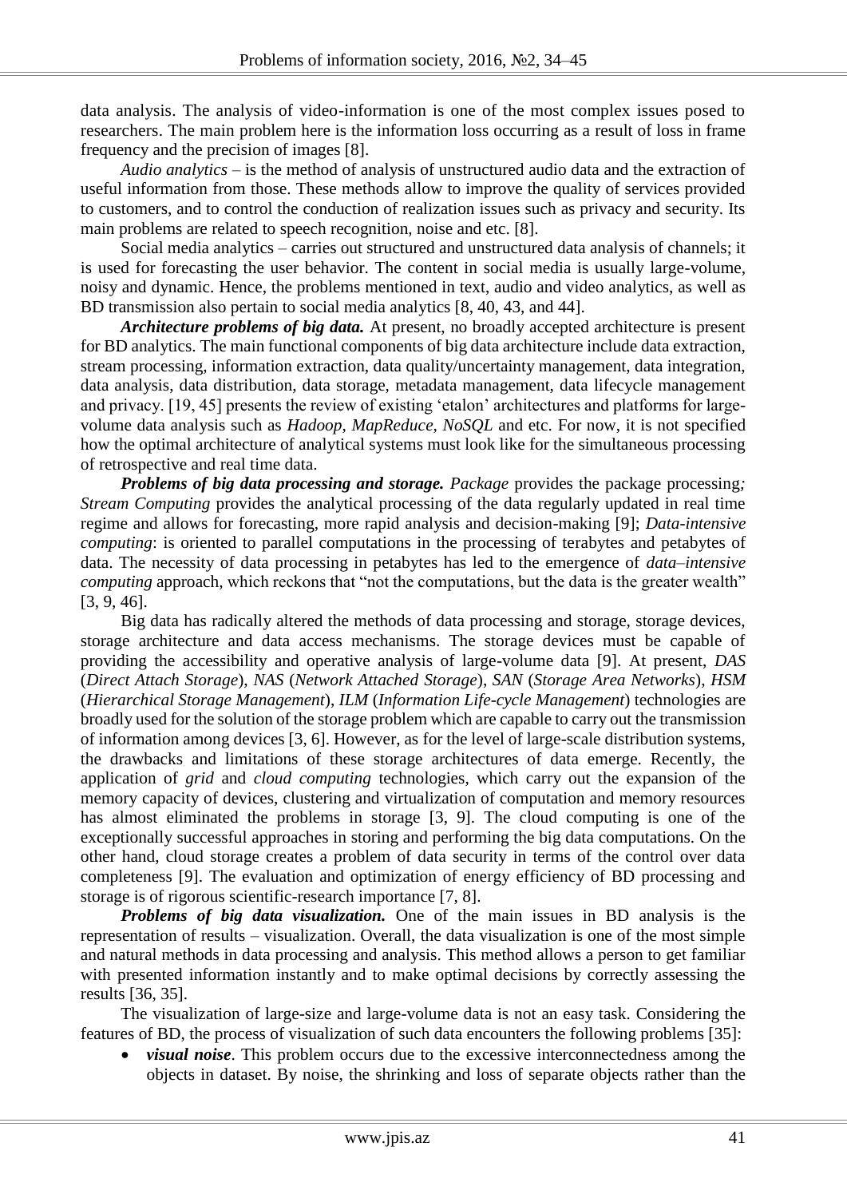data analysis. The analysis of video-information is one of the most complex issues posed to researchers. The main problem here is the information loss occurring as a result of loss in frame frequency and the precision of images [8].

*Audio analytics* – is the method of analysis of unstructured audio data and the extraction of useful information from those. These methods allow to improve the quality of services provided to customers, and to control the conduction of realization issues such as privacy and security. Its main problems are related to speech recognition, noise and etc. [8].

Social media analytics – carries out structured and unstructured data analysis of channels; it is used for forecasting the user behavior. The content in social media is usually large-volume, noisy and dynamic. Hence, the problems mentioned in text, audio and video analytics, as well as BD transmission also pertain to social media analytics [8, 40, 43, and 44].

***Architecture problems of big data.*** At present, no broadly accepted architecture is present for BD analytics. The main functional components of big data architecture include data extraction, stream processing, information extraction, data quality/uncertainty management, data integration, data analysis, data distribution, data storage, metadata management, data lifecycle management and privacy. [19, 45] presents the review of existing 'etalon' architectures and platforms for large-volume data analysis such as *Hadoop*, *MapReduce*, *NoSQL* and etc. For now, it is not specified how the optimal architecture of analytical systems must look like for the simultaneous processing of retrospective and real time data.

***Problems of big data processing and storage.*** *Package* provides the package processing*;* *Stream Computing* provides the analytical processing of the data regularly updated in real time regime and allows for forecasting, more rapid analysis and decision-making [9]; *Data-intensive computing*: is oriented to parallel computations in the processing of terabytes and petabytes of data. The necessity of data processing in petabytes has led to the emergence of *data–intensive computing* approach, which reckons that "not the computations, but the data is the greater wealth" [3, 9, 46].

Big data has radically altered the methods of data processing and storage, storage devices, storage architecture and data access mechanisms. The storage devices must be capable of providing the accessibility and operative analysis of large-volume data [9]. At present, *DAS* (*Direct Attach Storage*), *NAS* (*Network Attached Storage*), *SAN* (*Storage Area Networks*), *HSM* (*Hierarchical Storage Management*), *ILM* (*Information Life-cycle Management*) technologies are broadly used for the solution of the storage problem which are capable to carry out the transmission of information among devices [3, 6]. However, as for the level of large-scale distribution systems, the drawbacks and limitations of these storage architectures of data emerge. Recently, the application of *grid* and *cloud computing* technologies, which carry out the expansion of the memory capacity of devices, clustering and virtualization of computation and memory resources has almost eliminated the problems in storage [3, 9]. The cloud computing is one of the exceptionally successful approaches in storing and performing the big data computations. On the other hand, cloud storage creates a problem of data security in terms of the control over data completeness [9]. The evaluation and optimization of energy efficiency of BD processing and storage is of rigorous scientific-research importance [7, 8].

***Problems of big data visualization.*** One of the main issues in BD analysis is the representation of results – visualization. Overall, the data visualization is one of the most simple and natural methods in data processing and analysis. This method allows a person to get familiar with presented information instantly and to make optimal decisions by correctly assessing the results [36, 35].

The visualization of large-size and large-volume data is not an easy task. Considering the features of BD, the process of visualization of such data encounters the following problems [35]:

- ***visual noise***. This problem occurs due to the excessive interconnectedness among the objects in dataset. By noise, the shrinking and loss of separate objects rather than the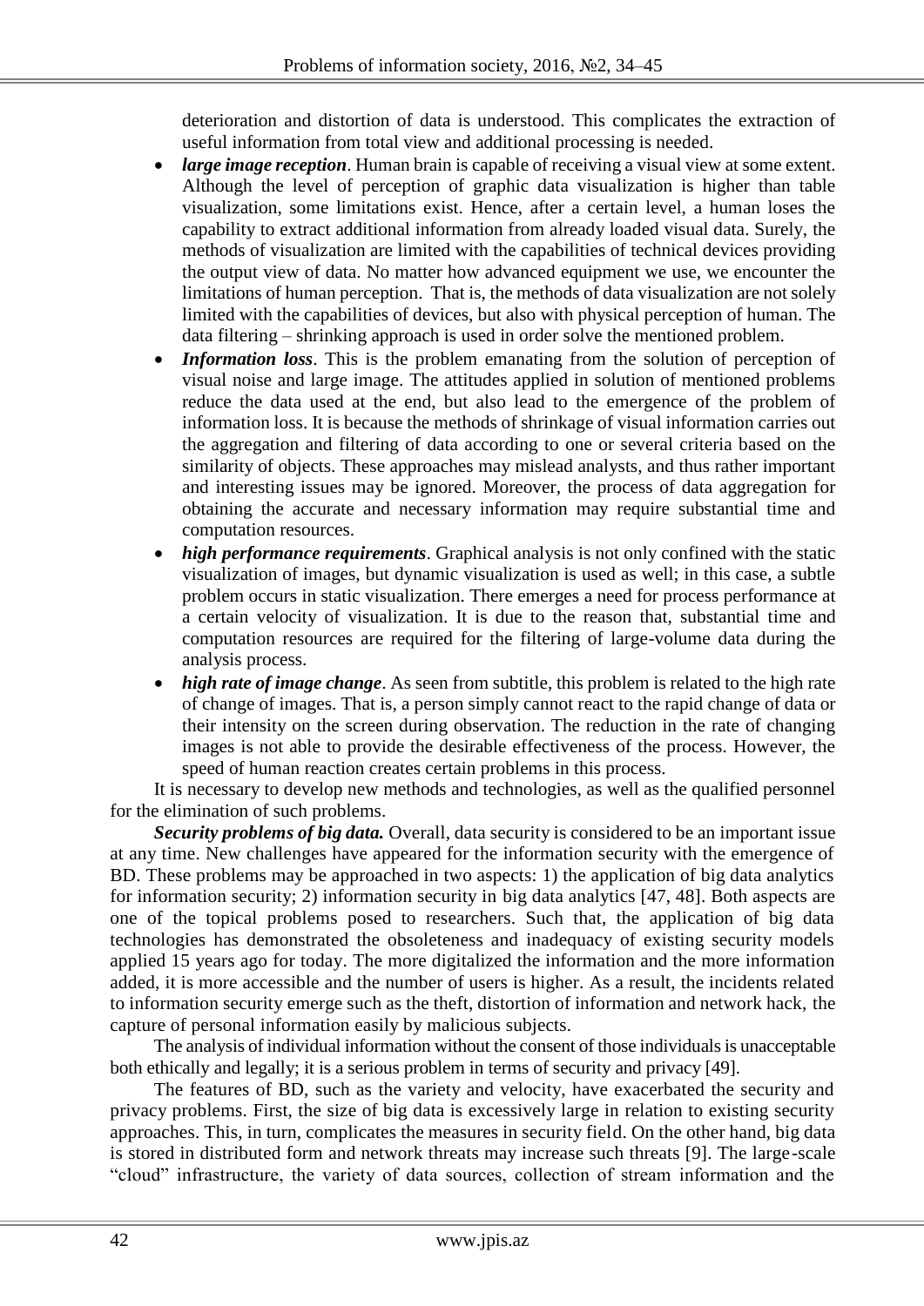deterioration and distortion of data is understood. This complicates the extraction of useful information from total view and additional processing is needed.

- ***large image reception***. Human brain is capable of receiving a visual view at some extent. Although the level of perception of graphic data visualization is higher than table visualization, some limitations exist. Hence, after a certain level, a human loses the capability to extract additional information from already loaded visual data. Surely, the methods of visualization are limited with the capabilities of technical devices providing the output view of data. No matter how advanced equipment we use, we encounter the limitations of human perception. That is, the methods of data visualization are not solely limited with the capabilities of devices, but also with physical perception of human. The data filtering – shrinking approach is used in order solve the mentioned problem.
- ***Information loss***. This is the problem emanating from the solution of perception of visual noise and large image. The attitudes applied in solution of mentioned problems reduce the data used at the end, but also lead to the emergence of the problem of information loss. It is because the methods of shrinkage of visual information carries out the aggregation and filtering of data according to one or several criteria based on the similarity of objects. These approaches may mislead analysts, and thus rather important and interesting issues may be ignored. Moreover, the process of data aggregation for obtaining the accurate and necessary information may require substantial time and computation resources.
- ***high performance requirements***. Graphical analysis is not only confined with the static visualization of images, but dynamic visualization is used as well; in this case, a subtle problem occurs in static visualization. There emerges a need for process performance at a certain velocity of visualization. It is due to the reason that, substantial time and computation resources are required for the filtering of large-volume data during the analysis process.
- ***high rate of image change***. As seen from subtitle, this problem is related to the high rate of change of images. That is, a person simply cannot react to the rapid change of data or their intensity on the screen during observation. The reduction in the rate of changing images is not able to provide the desirable effectiveness of the process. However, the speed of human reaction creates certain problems in this process.

It is necessary to develop new methods and technologies, as well as the qualified personnel for the elimination of such problems.

***Security problems of big data.*** Overall, data security is considered to be an important issue at any time. New challenges have appeared for the information security with the emergence of BD. These problems may be approached in two aspects: 1) the application of big data analytics for information security; 2) information security in big data analytics [47, 48]. Both aspects are one of the topical problems posed to researchers. Such that, the application of big data technologies has demonstrated the obsoleteness and inadequacy of existing security models applied 15 years ago for today. The more digitalized the information and the more information added, it is more accessible and the number of users is higher. As a result, the incidents related to information security emerge such as the theft, distortion of information and network hack, the capture of personal information easily by malicious subjects.

The analysis of individual information without the consent of those individuals is unacceptable both ethically and legally; it is a serious problem in terms of security and privacy [49].

The features of BD, such as the variety and velocity, have exacerbated the security and privacy problems. First, the size of big data is excessively large in relation to existing security approaches. This, in turn, complicates the measures in security field. On the other hand, big data is stored in distributed form and network threats may increase such threats [9]. The large-scale "cloud" infrastructure, the variety of data sources, collection of stream information and the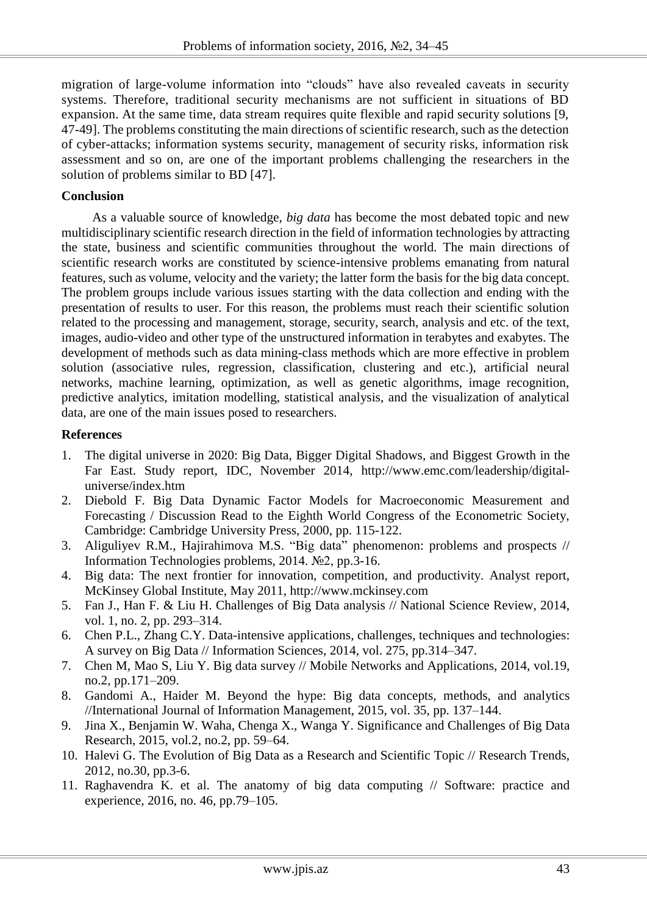migration of large-volume information into "clouds" have also revealed caveats in security systems. Therefore, traditional security mechanisms are not sufficient in situations of BD expansion. At the same time, data stream requires quite flexible and rapid security solutions [9, 47-49]. The problems constituting the main directions of scientific research, such as the detection of cyber-attacks; information systems security, management of security risks, information risk assessment and so on, are one of the important problems challenging the researchers in the solution of problems similar to BD [47].

## Conclusion

As a valuable source of knowledge, *big data* has become the most debated topic and new multidisciplinary scientific research direction in the field of information technologies by attracting the state, business and scientific communities throughout the world. The main directions of scientific research works are constituted by science-intensive problems emanating from natural features, such as volume, velocity and the variety; the latter form the basis for the big data concept. The problem groups include various issues starting with the data collection and ending with the presentation of results to user. For this reason, the problems must reach their scientific solution related to the processing and management, storage, security, search, analysis and etc. of the text, images, audio-video and other type of the unstructured information in terabytes and exabytes. The development of methods such as data mining-class methods which are more effective in problem solution (associative rules, regression, classification, clustering and etc.), artificial neural networks, machine learning, optimization, as well as genetic algorithms, image recognition, predictive analytics, imitation modelling, statistical analysis, and the visualization of analytical data, are one of the main issues posed to researchers.

## References

1. The digital universe in 2020: Big Data, Bigger Digital Shadows, and Biggest Growth in the Far East. Study report, IDC, November 2014, http://www.emc.com/leadership/digital-universe/index.htm
2. Diebold F. Big Data Dynamic Factor Models for Macroeconomic Measurement and Forecasting / Discussion Read to the Eighth World Congress of the Econometric Society, Cambridge: Cambridge University Press, 2000, pp. 115-122.
3. Aliguliyev R.M., Hajirahimova M.S. "Big data" phenomenon: problems and prospects // Information Technologies problems, 2014. №2, pp.3-16.
4. Big data: The next frontier for innovation, competition, and productivity. Analyst report, McKinsey Global Institute, May 2011, http://www.mckinsey.com
5. Fan J., Han F. & Liu H. Challenges of Big Data analysis // National Science Review, 2014, vol. 1, no. 2, pp. 293–314.
6. Chen P.L., Zhang C.Y. Data-intensive applications, challenges, techniques and technologies: A survey on Big Data // Information Sciences, 2014, vol. 275, pp.314–347.
7. Chen M, Mao S, Liu Y. Big data survey // Mobile Networks and Applications, 2014, vol.19, no.2, pp.171–209.
8. Gandomi A., Haider M. Beyond the hype: Big data concepts, methods, and analytics //International Journal of Information Management, 2015, vol. 35, pp. 137–144.
9. Jina X., Benjamin W. Waha, Chenga X., Wanga Y. Significance and Challenges of Big Data Research, 2015, vol.2, no.2, pp. 59–64.
10. Halevi G. The Evolution of Big Data as a Research and Scientific Topic // Research Trends, 2012, no.30, pp.3-6.
11. Raghavendra K. et al. The anatomy of big data computing // Software: practice and experience, 2016, no. 46, pp.79–105.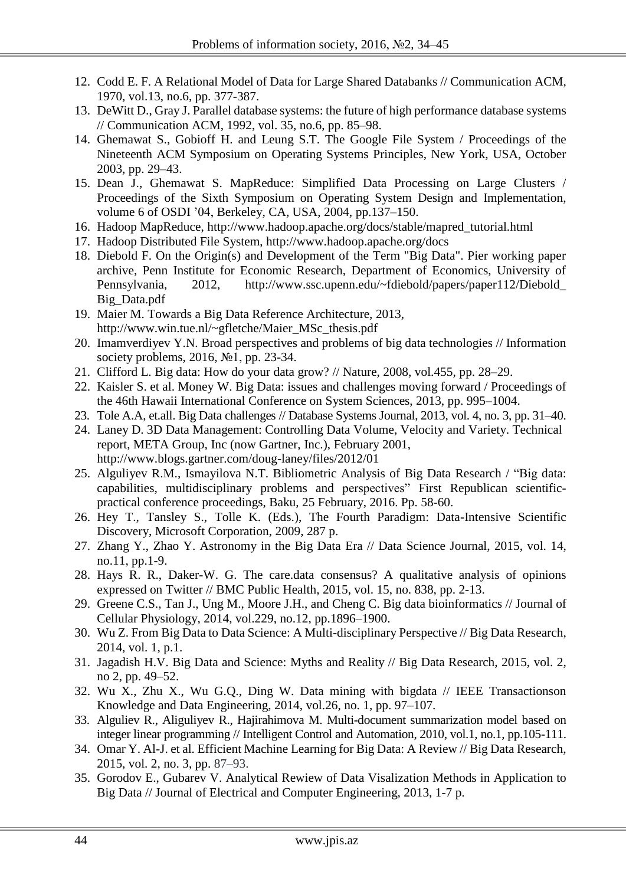12. Codd E. F. A Relational Model of Data for Large Shared Databanks // Communication ACM, 1970, vol.13, no.6, pp. 377-387.
13. DeWitt D., Gray J. Parallel database systems: the future of high performance database systems // Communication ACM, 1992, vol. 35, no.6, pp. 85–98.
14. Ghemawat S., Gobioff H. and Leung S.T. The Google File System / Proceedings of the Nineteenth ACM Symposium on Operating Systems Principles, New York, USA, October 2003, pp. 29–43.
15. Dean J., Ghemawat S. MapReduce: Simplified Data Processing on Large Clusters / Proceedings of the Sixth Symposium on Operating System Design and Implementation, volume 6 of OSDI '04, Berkeley, CA, USA, 2004, pp.137–150.
16. Hadoop MapReduce, http://www.hadoop.apache.org/docs/stable/mapred_tutorial.html
17. Hadoop Distributed File System, http://www.hadoop.apache.org/docs
18. Diebold F. On the Origin(s) and Development of the Term "Big Data". Pier working paper archive, Penn Institute for Economic Research, Department of Economics, University of Pennsylvania, 2012, http://www.ssc.upenn.edu/~fdiebold/papers/paper112/Diebold_Big_Data.pdf
19. Maier M. Towards a Big Data Reference Architecture, 2013, http://www.win.tue.nl/~gfletche/Maier_MSc_thesis.pdf
20. Imamverdiyev Y.N. Broad perspectives and problems of big data technologies // Information society problems, 2016, №1, pp. 23-34.
21. Clifford L. Big data: How do your data grow? // Nature, 2008, vol.455, pp. 28–29.
22. Kaisler S. et al. Money W. Big Data: issues and challenges moving forward / Proceedings of the 46th Hawaii International Conference on System Sciences, 2013, pp. 995–1004.
23. Tole A.A, et.all. Big Data challenges // Database Systems Journal, 2013, vol. 4, no. 3, pp. 31–40.
24. Laney D. 3D Data Management: Controlling Data Volume, Velocity and Variety. Technical report, META Group, Inc (now Gartner, Inc.), February 2001, http://www.blogs.gartner.com/doug-laney/files/2012/01
25. Alguliyev R.M., Ismayilova N.T. Bibliometric Analysis of Big Data Research / "Big data: capabilities, multidisciplinary problems and perspectives" First Republican scientific-practical conference proceedings, Baku, 25 February, 2016. Pp. 58-60.
26. Hey T., Tansley S., Tolle K. (Eds.), The Fourth Paradigm: Data-Intensive Scientific Discovery, Microsoft Corporation, 2009, 287 p.
27. Zhang Y., Zhao Y. Astronomy in the Big Data Era // Data Science Journal, 2015, vol. 14, no.11, pp.1-9.
28. Hays R. R., Daker-W. G. The care.data consensus? A qualitative analysis of opinions expressed on Twitter // BMC Public Health, 2015, vol. 15, no. 838, pp. 2-13.
29. Greene C.S., Tan J., Ung M., Moore J.H., and Cheng C. Big data bioinformatics // Journal of Cellular Physiology, 2014, vol.229, no.12, pp.1896–1900.
30. Wu Z. From Big Data to Data Science: A Multi-disciplinary Perspective // Big Data Research, 2014, vol. 1, p.1.
31. Jagadish H.V. Big Data and Science: Myths and Reality // Big Data Research, 2015, vol. 2, no 2, pp. 49–52.
32. Wu X., Zhu X., Wu G.Q., Ding W. Data mining with bigdata // IEEE Transactionson Knowledge and Data Engineering, 2014, vol.26, no. 1, pp. 97–107.
33. Alguliev R., Aliguliyev R., Hajirahimova M. Multi-document summarization model based on integer linear programming // Intelligent Control and Automation, 2010, vol.1, no.1, pp.105-111.
34. Omar Y. Al-J. et al. Efficient Machine Learning for Big Data: A Review // Big Data Research, 2015, vol. 2, no. 3, pp. 87–93.
35. Gorodov E., Gubarev V. Analytical Rewiew of Data Visalization Methods in Application to Big Data // Journal of Electrical and Computer Engineering, 2013, 1-7 p.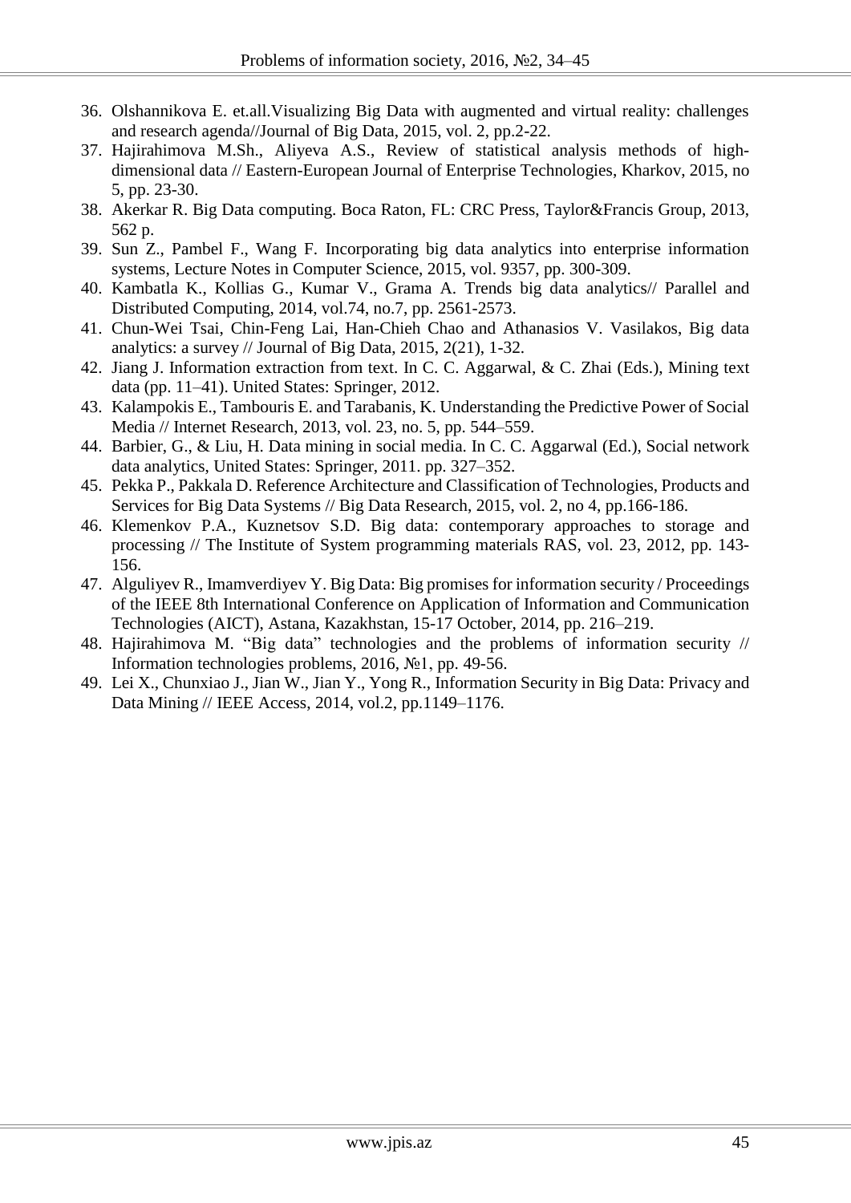36. Olshannikova E. et.all.Visualizing Big Data with augmented and virtual reality: challenges and research agenda//Journal of Big Data, 2015, vol. 2, pp.2-22.
37. Hajirahimova M.Sh., Aliyeva A.S., Review of statistical analysis methods of high-dimensional data // Eastern-European Journal of Enterprise Technologies, Kharkov, 2015, no 5, pp. 23-30.
38. Akerkar R. Big Data computing. Boca Raton, FL: CRC Press, Taylor&Francis Group, 2013, 562 p.
39. Sun Z., Pambel F., Wang F. Incorporating big data analytics into enterprise information systems, Lecture Notes in Computer Science, 2015, vol. 9357, pp. 300-309.
40. Kambatla K., Kollias G., Kumar V., Grama A. Trends big data analytics// Parallel and Distributed Computing, 2014, vol.74, no.7, pp. 2561-2573.
41. Chun-Wei Tsai, Chin-Feng Lai, Han-Chieh Chao and Athanasios V. Vasilakos, Big data analytics: a survey // Journal of Big Data, 2015, 2(21), 1-32.
42. Jiang J. Information extraction from text. In C. C. Aggarwal, & C. Zhai (Eds.), Mining text data (pp. 11–41). United States: Springer, 2012.
43. Kalampokis E., Tambouris E. and Tarabanis, K. Understanding the Predictive Power of Social Media // Internet Research, 2013, vol. 23, no. 5, pp. 544–559.
44. Barbier, G., & Liu, H. Data mining in social media. In C. C. Aggarwal (Ed.), Social network data analytics, United States: Springer, 2011. pp. 327–352.
45. Pekka P., Pakkala D. Reference Architecture and Classification of Technologies, Products and Services for Big Data Systems // Big Data Research, 2015, vol. 2, no 4, pp.166-186.
46. Klemenkov P.A., Kuznetsov S.D. Big data: contemporary approaches to storage and processing // The Institute of System programming materials RAS, vol. 23, 2012, pp. 143-156.
47. Alguliyev R., Imamverdiyev Y. Big Data: Big promises for information security / Proceedings of the IEEE 8th International Conference on Application of Information and Communication Technologies (AICT), Astana, Kazakhstan, 15-17 October, 2014, pp. 216–219.
48. Hajirahimova M. "Big data" technologies and the problems of information security // Information technologies problems, 2016, №1, pp. 49-56.
49. Lei X., Chunxiao J., Jian W., Jian Y., Yong R., Information Security in Big Data: Privacy and Data Mining // IEEE Access, 2014, vol.2, pp.1149–1176.